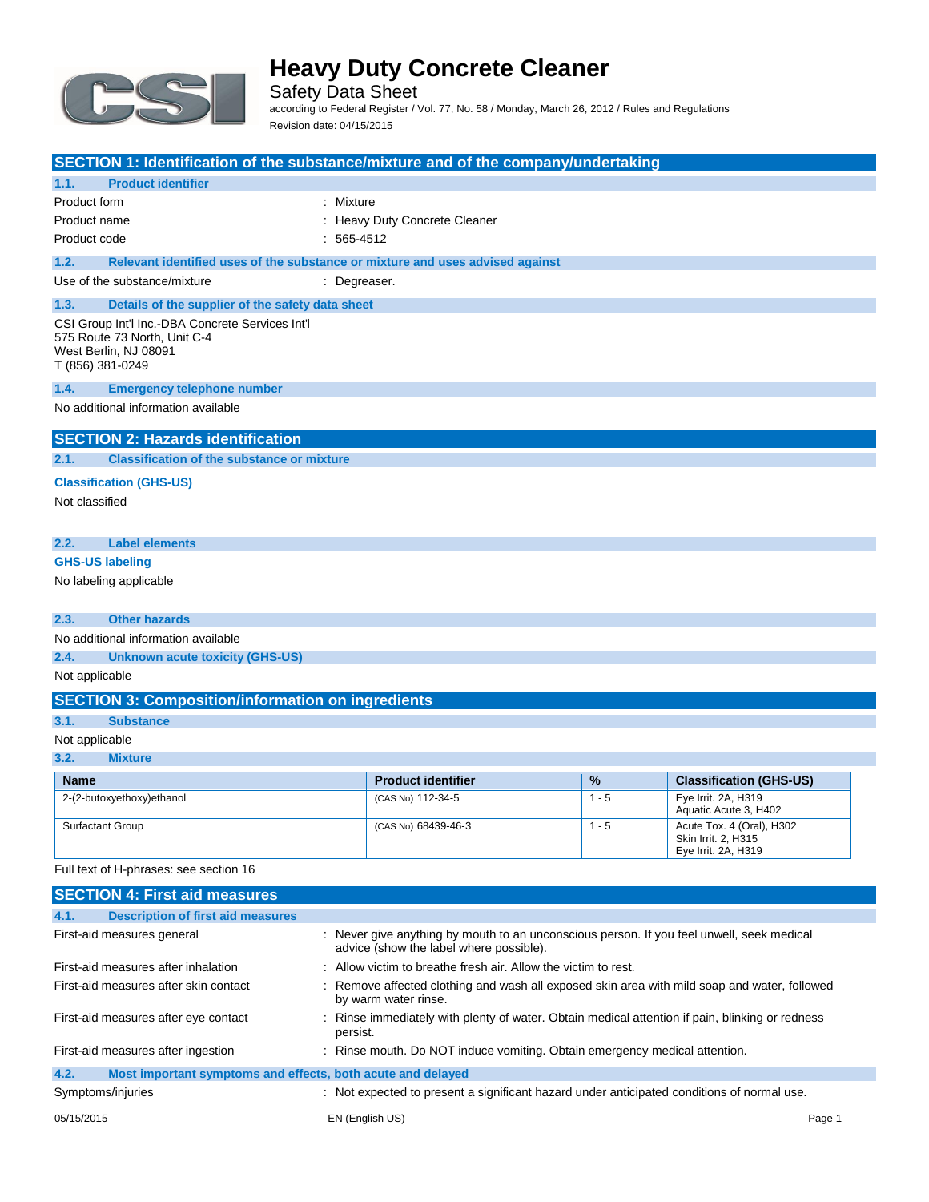# Heavy Duty Concrete Cleaner

Safety Data Sheet

according to Federal Register / Vol. 77, No. 58 / Monday, March 26, 2012 / Rules and Regulations

Revision date: 04/15/2015

## SECTION 1: Identification of the substance/mixture and of the company/undertaking

### 1.1. Product identifier

Product form : Mixture

Product name : Heavy Duty Concrete Cleaner

Product code : 565-4512

### 1.2. Relevant identified uses of the substance or mixture and uses advised against

Use of the substance/mixture : Degreaser.

### 1.3. Details of the supplier of the safety data sheet

CSI Group Int'l Inc.-DBA Concrete Services Int'l
575 Route 73 North, Unit C-4
West Berlin, NJ 08091
T (856) 381-0249

### 1.4. Emergency telephone number

No additional information available

## SECTION 2: Hazards identification

### 2.1. Classification of the substance or mixture

**Classification (GHS-US)**

Not classified

### 2.2. Label elements

**GHS-US labeling**

No labeling applicable

### 2.3. Other hazards

No additional information available

### 2.4. Unknown acute toxicity (GHS-US)

Not applicable

## SECTION 3: Composition/information on ingredients

### 3.1. Substance

Not applicable

### 3.2. Mixture

| Name | Product identifier | % | Classification (GHS-US) |
|---|---|---|---|
| 2-(2-butoxyethoxy)ethanol | (CAS No) 112-34-5 | 1 - 5 | Eye Irrit. 2A, H319<br>Aquatic Acute 3, H402 |
| Surfactant Group | (CAS No) 68439-46-3 | 1 - 5 | Acute Tox. 4 (Oral), H302<br>Skin Irrit. 2, H315<br>Eye Irrit. 2A, H319 |

Full text of H-phrases: see section 16

## SECTION 4: First aid measures

### 4.1. Description of first aid measures

First-aid measures general : Never give anything by mouth to an unconscious person. If you feel unwell, seek medical advice (show the label where possible).

First-aid measures after inhalation : Allow victim to breathe fresh air. Allow the victim to rest.

First-aid measures after skin contact : Remove affected clothing and wash all exposed skin area with mild soap and water, followed by warm water rinse.

First-aid measures after eye contact : Rinse immediately with plenty of water. Obtain medical attention if pain, blinking or redness persist.

First-aid measures after ingestion : Rinse mouth. Do NOT induce vomiting. Obtain emergency medical attention.

### 4.2. Most important symptoms and effects, both acute and delayed

Symptoms/injuries : Not expected to present a significant hazard under anticipated conditions of normal use.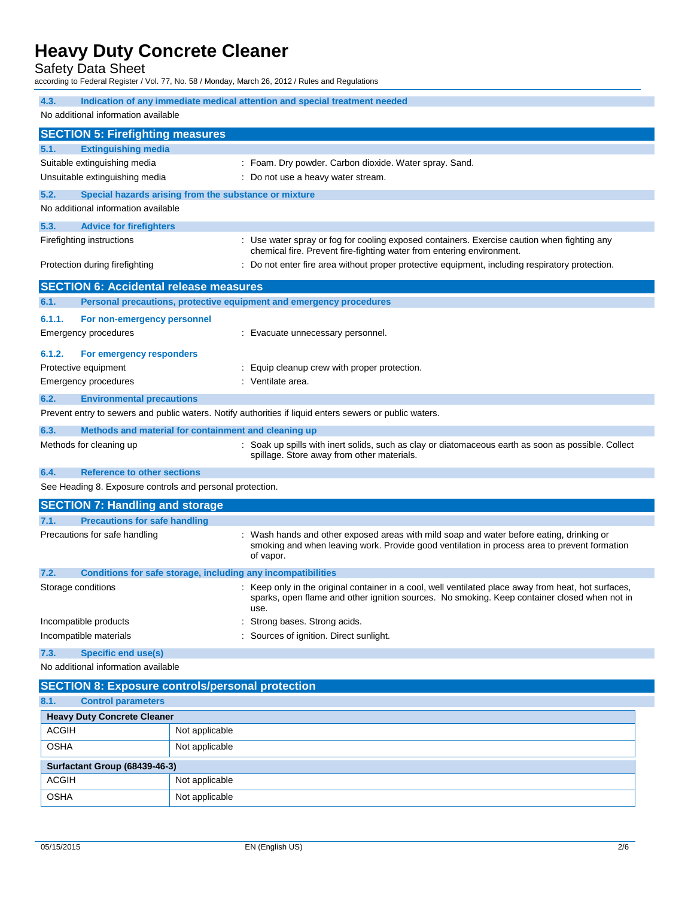### 4.3. Indication of any immediate medical attention and special treatment needed

No additional information available

## SECTION 5: Firefighting measures

### 5.1. Extinguishing media

Suitable extinguishing media : Foam. Dry powder. Carbon dioxide. Water spray. Sand.

Unsuitable extinguishing media : Do not use a heavy water stream.

### 5.2. Special hazards arising from the substance or mixture

No additional information available

### 5.3. Advice for firefighters

Firefighting instructions : Use water spray or fog for cooling exposed containers. Exercise caution when fighting any chemical fire. Prevent fire-fighting water from entering environment.

Protection during firefighting : Do not enter fire area without proper protective equipment, including respiratory protection.

## SECTION 6: Accidental release measures

### 6.1. Personal precautions, protective equipment and emergency procedures

#### 6.1.1. For non-emergency personnel

Emergency procedures : Evacuate unnecessary personnel.

#### 6.1.2. For emergency responders

Protective equipment : Equip cleanup crew with proper protection.

Emergency procedures : Ventilate area.

### 6.2. Environmental precautions

Prevent entry to sewers and public waters. Notify authorities if liquid enters sewers or public waters.

### 6.3. Methods and material for containment and cleaning up

Methods for cleaning up : Soak up spills with inert solids, such as clay or diatomaceous earth as soon as possible. Collect spillage. Store away from other materials.

### 6.4. Reference to other sections

See Heading 8. Exposure controls and personal protection.

## SECTION 7: Handling and storage

### 7.1. Precautions for safe handling

Precautions for safe handling : Wash hands and other exposed areas with mild soap and water before eating, drinking or smoking and when leaving work. Provide good ventilation in process area to prevent formation of vapor.

### 7.2. Conditions for safe storage, including any incompatibilities

Storage conditions : Keep only in the original container in a cool, well ventilated place away from heat, hot surfaces, sparks, open flame and other ignition sources. No smoking. Keep container closed when not in use.

Incompatible products : Strong bases. Strong acids.

Incompatible materials : Sources of ignition. Direct sunlight.

### 7.3. Specific end use(s)

No additional information available

## SECTION 8: Exposure controls/personal protection

### 8.1. Control parameters

| **Heavy Duty Concrete Cleaner** | |
|---|---|
| ACGIH | Not applicable |
| OSHA | Not applicable |

| **Surfactant Group (68439-46-3)** | |
|---|---|
| ACGIH | Not applicable |
| OSHA | Not applicable |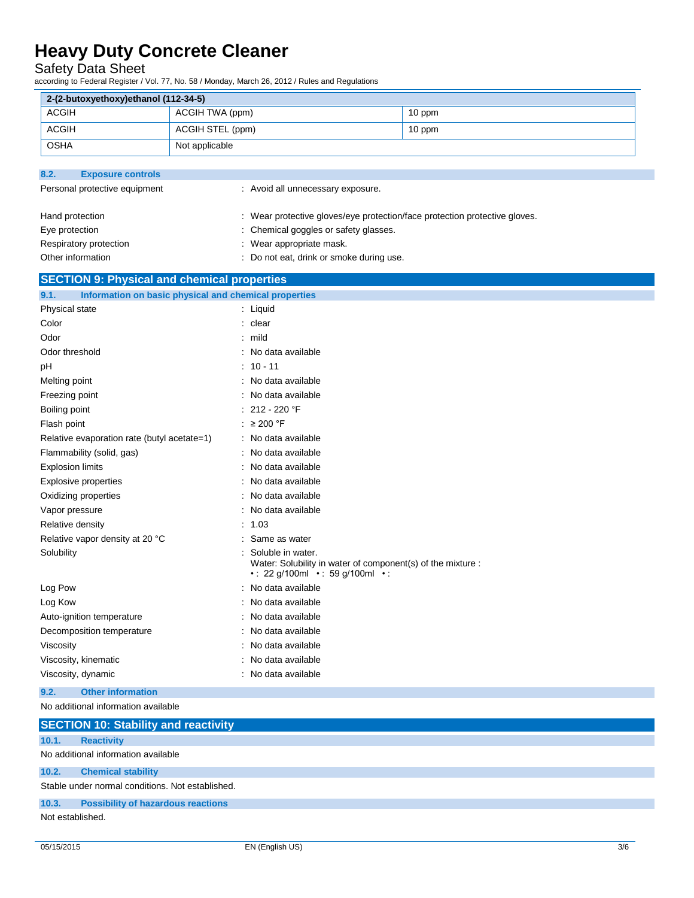| 2-(2-butoxyethoxy)ethanol (112-34-5) | | |
|---|---|---|
| ACGIH | ACGIH TWA (ppm) | 10 ppm |
| ACGIH | ACGIH STEL (ppm) | 10 ppm |
| OSHA | Not applicable | |

### 8.2. Exposure controls

Personal protective equipment : Avoid all unnecessary exposure.

Hand protection : Wear protective gloves/eye protection/face protection protective gloves.

Eye protection : Chemical goggles or safety glasses.

Respiratory protection : Wear appropriate mask.

Other information : Do not eat, drink or smoke during use.

## SECTION 9: Physical and chemical properties

### 9.1. Information on basic physical and chemical properties

Physical state : Liquid

Color : clear

Odor : mild

Odor threshold : No data available

pH : 10 - 11

Melting point : No data available

Freezing point : No data available

Boiling point : 212 - 220 °F

Flash point : ≥ 200 °F

Relative evaporation rate (butyl acetate=1) : No data available

Flammability (solid, gas) : No data available

Explosion limits : No data available

Explosive properties : No data available

Oxidizing properties : No data available

Vapor pressure : No data available

Relative density : 1.03

Relative vapor density at 20 °C : Same as water

Solubility : Soluble in water.
Water: Solubility in water of component(s) of the mixture :
• : 22 g/100ml • : 59 g/100ml • :

Log Pow : No data available

Log Kow : No data available

Auto-ignition temperature : No data available

Decomposition temperature : No data available

Viscosity : No data available

Viscosity, kinematic : No data available

Viscosity, dynamic : No data available

### 9.2. Other information

No additional information available

## SECTION 10: Stability and reactivity

### 10.1. Reactivity

No additional information available

### 10.2. Chemical stability

Stable under normal conditions. Not established.

### 10.3. Possibility of hazardous reactions

Not established.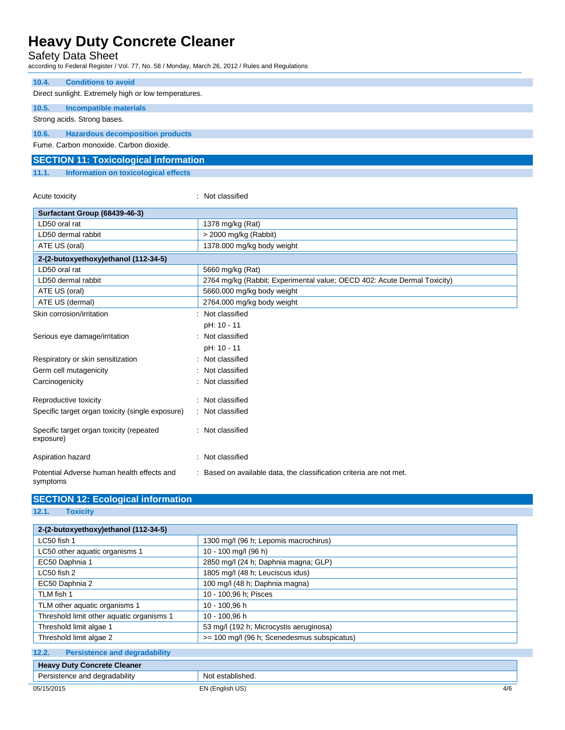### 10.4. Conditions to avoid

Direct sunlight. Extremely high or low temperatures.

### 10.5. Incompatible materials

Strong acids. Strong bases.

### 10.6. Hazardous decomposition products

Fume. Carbon monoxide. Carbon dioxide.

## SECTION 11: Toxicological information

### 11.1. Information on toxicological effects

Acute toxicity : Not classified

| Surfactant Group (68439-46-3) | |
|---|---|
| LD50 oral rat | 1378 mg/kg (Rat) |
| LD50 dermal rabbit | > 2000 mg/kg (Rabbit) |
| ATE US (oral) | 1378.000 mg/kg body weight |

| 2-(2-butoxyethoxy)ethanol (112-34-5) | |
|---|---|
| LD50 oral rat | 5660 mg/kg (Rat) |
| LD50 dermal rabbit | 2764 mg/kg (Rabbit; Experimental value; OECD 402: Acute Dermal Toxicity) |
| ATE US (oral) | 5660.000 mg/kg body weight |
| ATE US (dermal) | 2764.000 mg/kg body weight |

Skin corrosion/irritation : Not classified
pH: 10 - 11

Serious eye damage/irritation : Not classified
pH: 10 - 11

Respiratory or skin sensitization : Not classified

Germ cell mutagenicity : Not classified

Carcinogenicity : Not classified

Reproductive toxicity : Not classified

Specific target organ toxicity (single exposure) : Not classified

Specific target organ toxicity (repeated exposure) : Not classified

Aspiration hazard : Not classified

Potential Adverse human health effects and symptoms : Based on available data, the classification criteria are not met.

## SECTION 12: Ecological information

### 12.1. Toxicity

| 2-(2-butoxyethoxy)ethanol (112-34-5) | |
|---|---|
| LC50 fish 1 | 1300 mg/l (96 h; Lepomis macrochirus) |
| LC50 other aquatic organisms 1 | 10 - 100 mg/l (96 h) |
| EC50 Daphnia 1 | 2850 mg/l (24 h; Daphnia magna; GLP) |
| LC50 fish 2 | 1805 mg/l (48 h; Leuciscus idus) |
| EC50 Daphnia 2 | 100 mg/l (48 h; Daphnia magna) |
| TLM fish 1 | 10 - 100,96 h; Pisces |
| TLM other aquatic organisms 1 | 10 - 100,96 h |
| Threshold limit other aquatic organisms 1 | 10 - 100,96 h |
| Threshold limit algae 1 | 53 mg/l (192 h; Microcystis aeruginosa) |
| Threshold limit algae 2 | >= 100 mg/l (96 h; Scenedesmus subspicatus) |

### 12.2. Persistence and degradability

| Heavy Duty Concrete Cleaner | |
|---|---|
| Persistence and degradability | Not established. |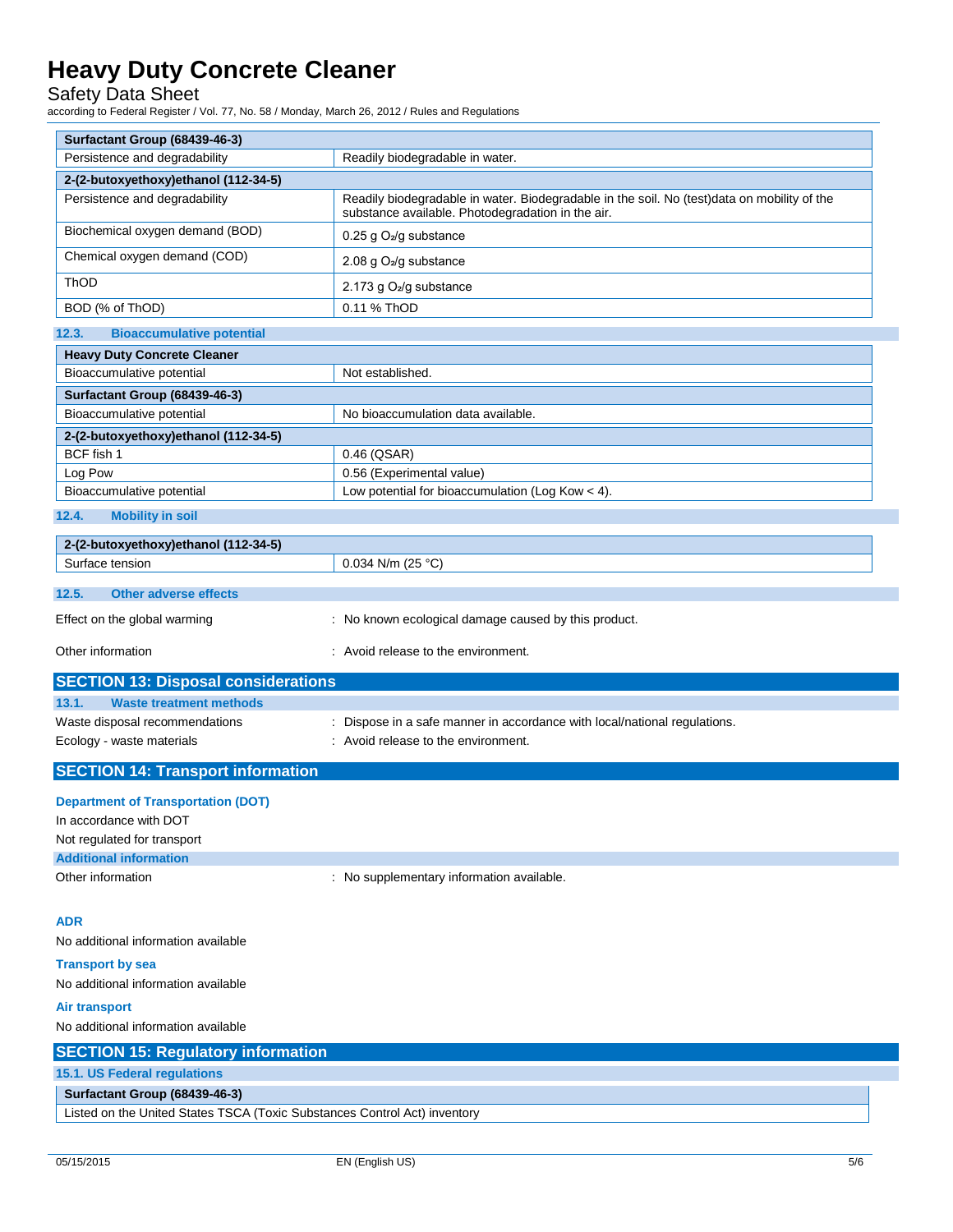| Surfactant Group (68439-46-3) | |
|---|---|
| Persistence and degradability | Readily biodegradable in water. |

| 2-(2-butoxyethoxy)ethanol (112-34-5) | |
|---|---|
| Persistence and degradability | Readily biodegradable in water. Biodegradable in the soil. No (test)data on mobility of the substance available. Photodegradation in the air. |
| Biochemical oxygen demand (BOD) | 0.25 g $O_2$/g substance |
| Chemical oxygen demand (COD) | 2.08 g $O_2$/g substance |
| ThOD | 2.173 g $O_2$/g substance |
| BOD (% of ThOD) | 0.11 % ThOD |

### 12.3. Bioaccumulative potential

| Heavy Duty Concrete Cleaner | |
|---|---|
| Bioaccumulative potential | Not established. |

| Surfactant Group (68439-46-3) | |
|---|---|
| Bioaccumulative potential | No bioaccumulation data available. |

| 2-(2-butoxyethoxy)ethanol (112-34-5) | |
|---|---|
| BCF fish 1 | 0.46 (QSAR) |
| Log Pow | 0.56 (Experimental value) |
| Bioaccumulative potential | Low potential for bioaccumulation (Log Kow < 4). |

### 12.4. Mobility in soil

| 2-(2-butoxyethoxy)ethanol (112-34-5) | |
|---|---|
| Surface tension | 0.034 N/m (25 °C) |

### 12.5. Other adverse effects

Effect on the global warming : No known ecological damage caused by this product.

Other information : Avoid release to the environment.

## SECTION 13: Disposal considerations

### 13.1. Waste treatment methods

Waste disposal recommendations : Dispose in a safe manner in accordance with local/national regulations.

Ecology - waste materials : Avoid release to the environment.

## SECTION 14: Transport information

### Department of Transportation (DOT)

In accordance with DOT

Not regulated for transport

### Additional information

Other information : No supplementary information available.

### ADR

No additional information available

### Transport by sea

No additional information available

### Air transport

No additional information available

## SECTION 15: Regulatory information

### 15.1. US Federal regulations

| Surfactant Group (68439-46-3) |
|---|
| Listed on the United States TSCA (Toxic Substances Control Act) inventory |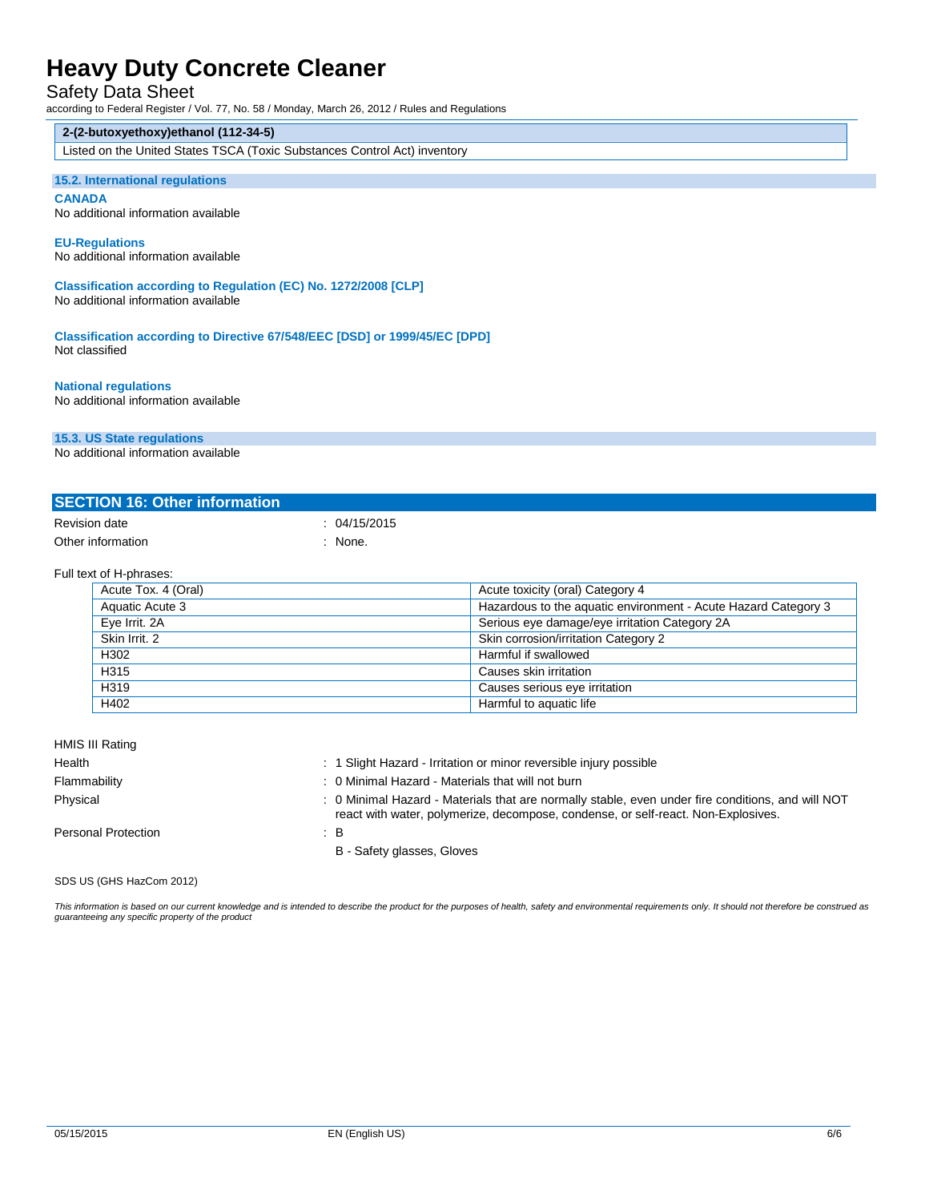| 2-(2-butoxyethoxy)ethanol (112-34-5) |
| --- |
| Listed on the United States TSCA (Toxic Substances Control Act) inventory |

### 15.2. International regulations

**CANADA**

No additional information available

**EU-Regulations**

No additional information available

**Classification according to Regulation (EC) No. 1272/2008 [CLP]**

No additional information available

**Classification according to Directive 67/548/EEC [DSD] or 1999/45/EC [DPD]**

Not classified

**National regulations**

No additional information available

### 15.3. US State regulations

No additional information available

## SECTION 16: Other information

Revision date : 04/15/2015

Other information : None.

Full text of H-phrases:

| | |
| --- | --- |
| Acute Tox. 4 (Oral) | Acute toxicity (oral) Category 4 |
| Aquatic Acute 3 | Hazardous to the aquatic environment - Acute Hazard Category 3 |
| Eye Irrit. 2A | Serious eye damage/eye irritation Category 2A |
| Skin Irrit. 2 | Skin corrosion/irritation Category 2 |
| H302 | Harmful if swallowed |
| H315 | Causes skin irritation |
| H319 | Causes serious eye irritation |
| H402 | Harmful to aquatic life |

HMIS III Rating

Health : 1 Slight Hazard - Irritation or minor reversible injury possible

Flammability : 0 Minimal Hazard - Materials that will not burn

Physical : 0 Minimal Hazard - Materials that are normally stable, even under fire conditions, and will NOT react with water, polymerize, decompose, condense, or self-react. Non-Explosives.

Personal Protection : B

B - Safety glasses, Gloves

SDS US (GHS HazCom 2012)

*This information is based on our current knowledge and is intended to describe the product for the purposes of health, safety and environmental requirements only. It should not therefore be construed as guaranteeing any specific property of the product*